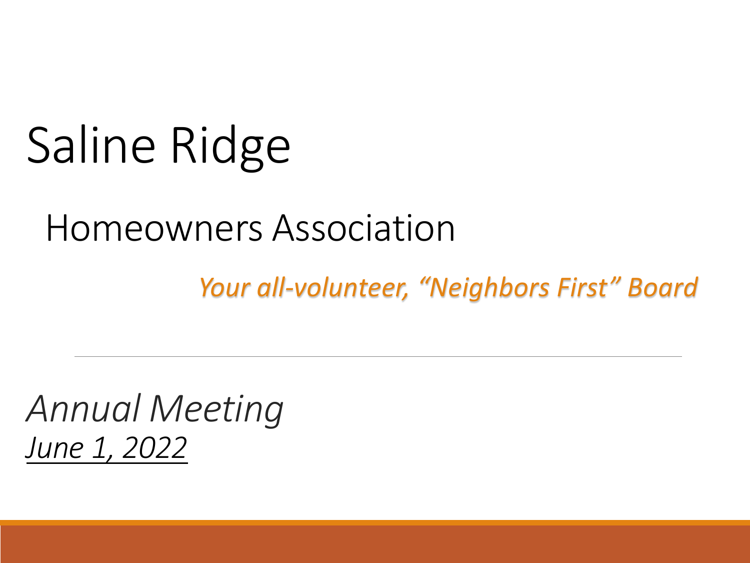# Saline Ridge

## Homeowners Association

*Your all-volunteer, "Neighbors First" Board*

---

*Annual Meeting*

*June 1, 2022*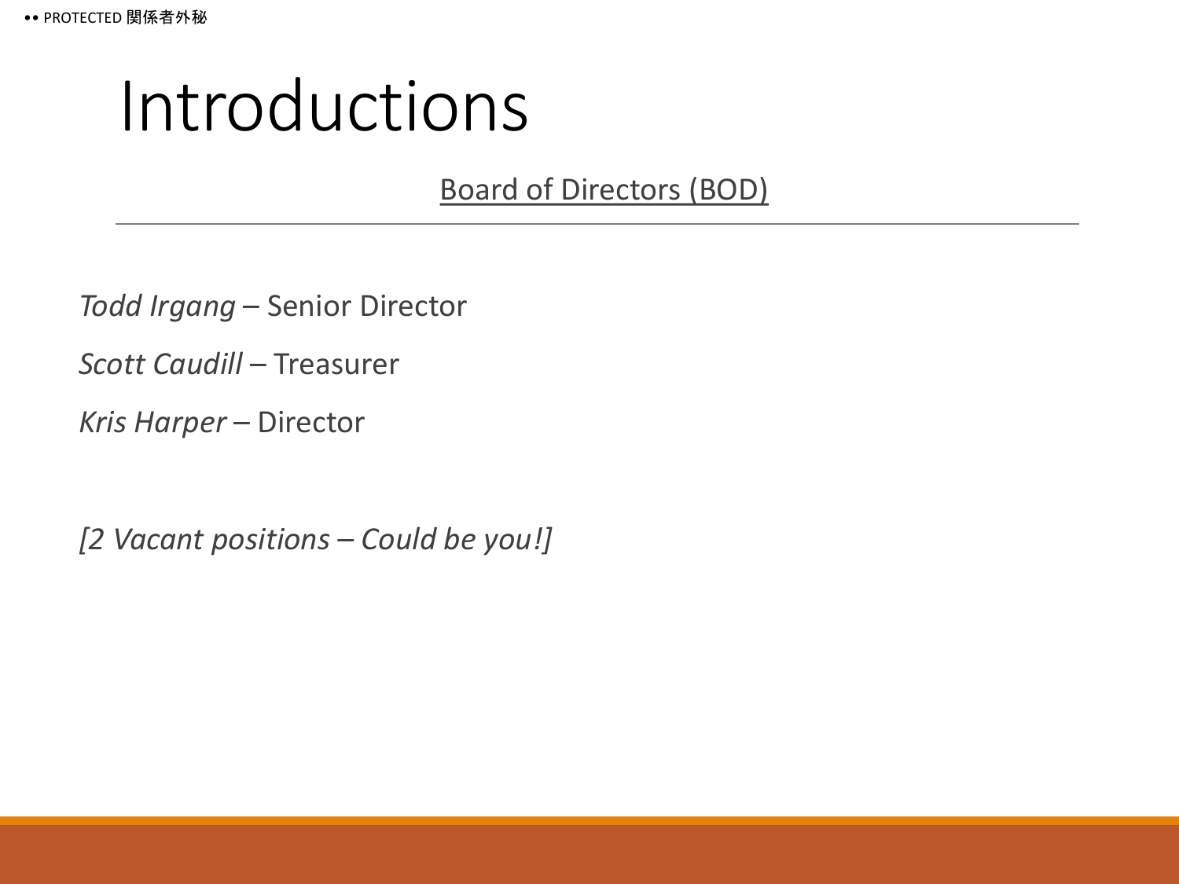# Introductions

<u>Board of Directors (BOD)</u>

---

*Todd Irgang* – Senior Director

*Scott Caudill* – Treasurer

*Kris Harper* – Director

*[2 Vacant positions – Could be you!]*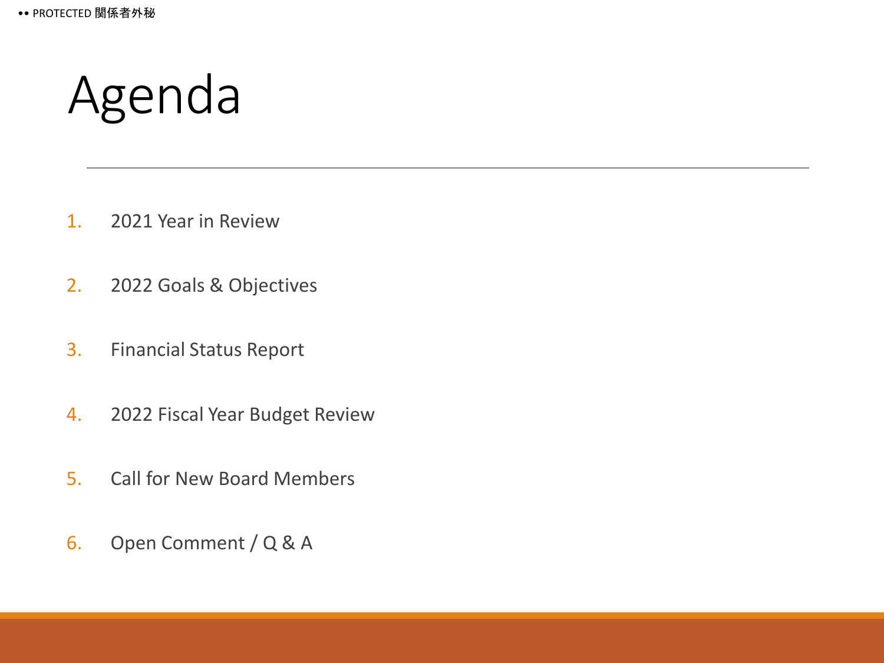# Agenda

1. 2021 Year in Review
2. 2022 Goals & Objectives
3. Financial Status Report
4. 2022 Fiscal Year Budget Review
5. Call for New Board Members
6. Open Comment / Q & A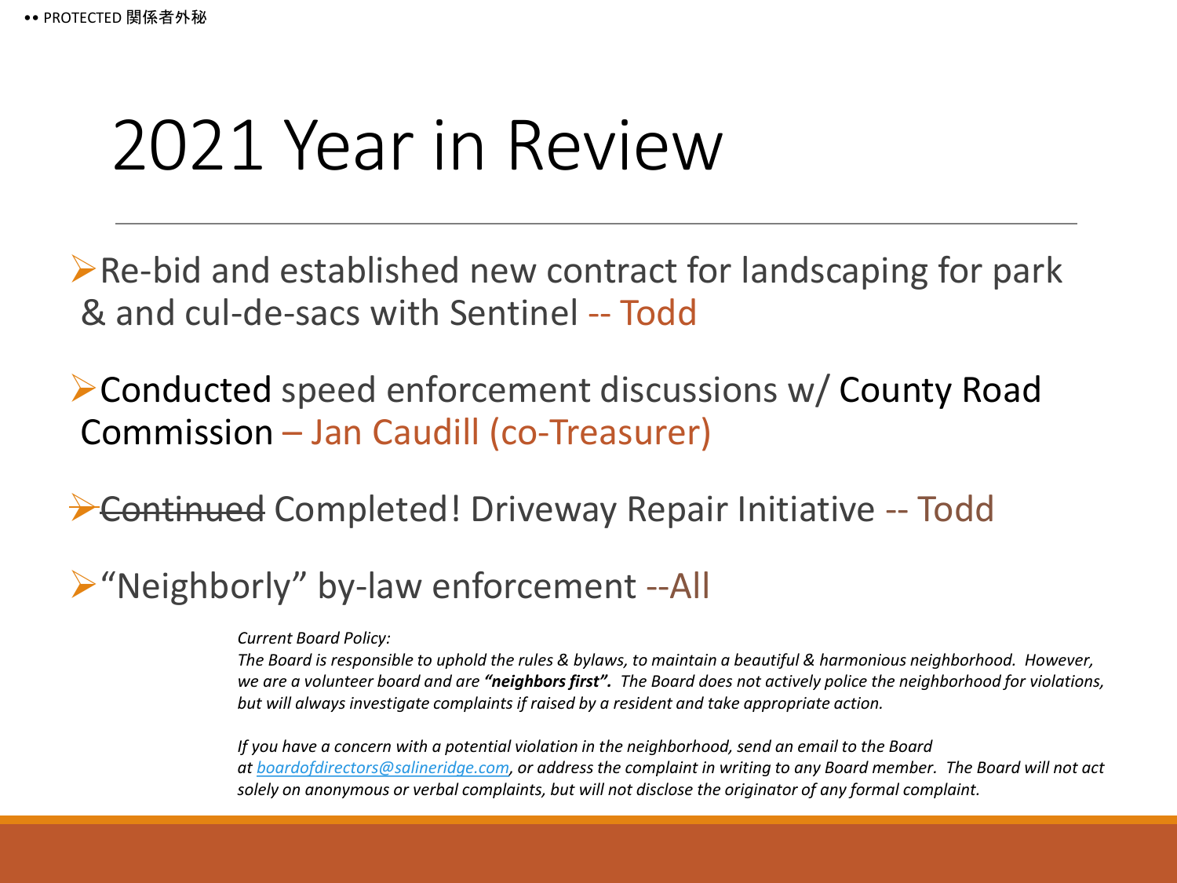# 2021 Year in Review

- Re-bid and established new contract for landscaping for park & and cul-de-sacs with Sentinel -- Todd
- Conducted speed enforcement discussions w/ County Road Commission – Jan Caudill (co-Treasurer)
- ~~Continued~~ Completed! Driveway Repair Initiative -- Todd
- "Neighborly" by-law enforcement --All

*Current Board Policy:*
*The Board is responsible to uphold the rules & bylaws, to maintain a beautiful & harmonious neighborhood. However, we are a volunteer board and are* ***"neighbors first".*** *The Board does not actively police the neighborhood for violations, but will always investigate complaints if raised by a resident and take appropriate action.*

*If you have a concern with a potential violation in the neighborhood, send an email to the Board at boardofdirectors@salineridge.com, or address the complaint in writing to any Board member. The Board will not act solely on anonymous or verbal complaints, but will not disclose the originator of any formal complaint.*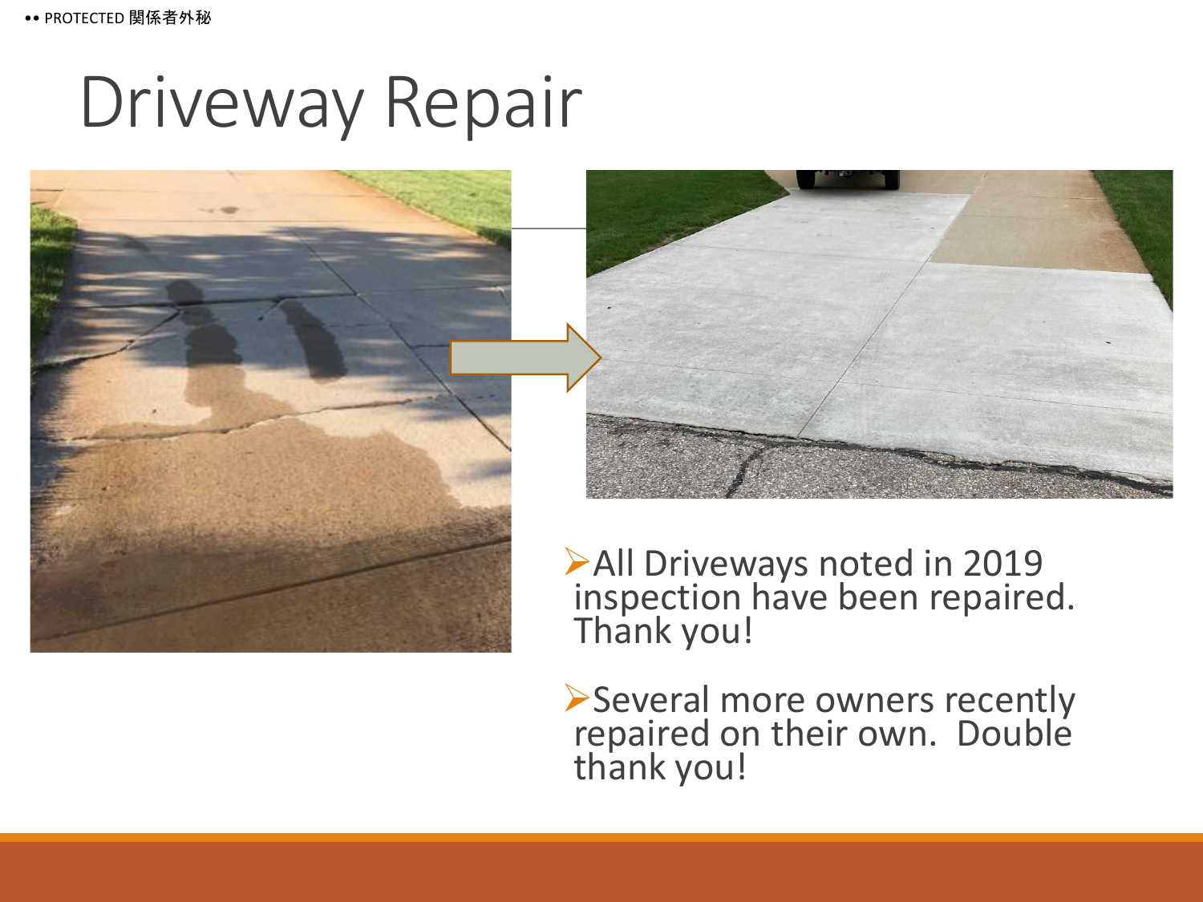# Driveway Repair

- All Driveways noted in 2019 inspection have been repaired. Thank you!
- Several more owners recently repaired on their own. Double thank you!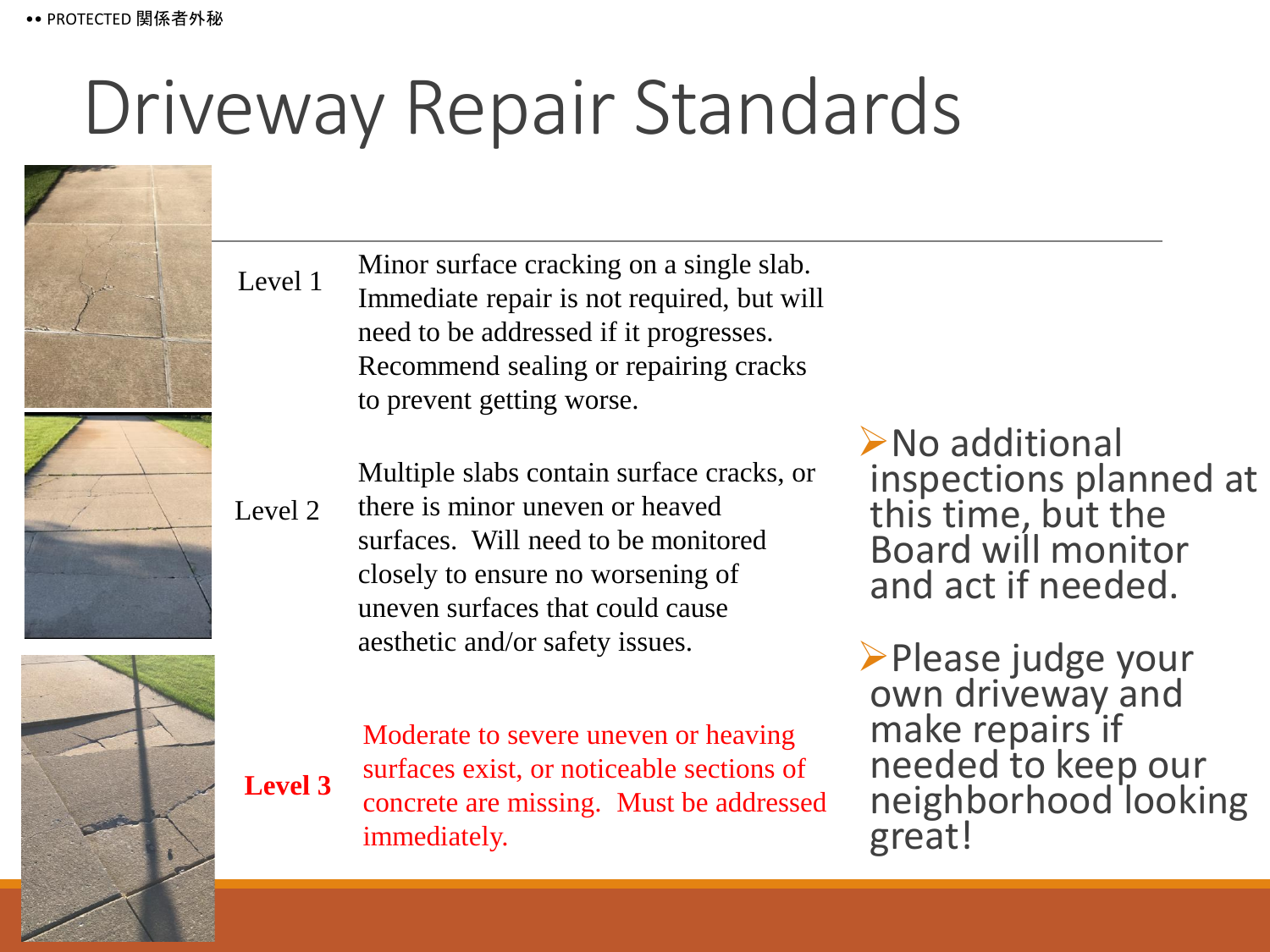# Driveway Repair Standards

| | |
|---|---|
| Level 1 | Minor surface cracking on a single slab. Immediate repair is not required, but will need to be addressed if it progresses. Recommend sealing or repairing cracks to prevent getting worse. |
| Level 2 | Multiple slabs contain surface cracks, or there is minor uneven or heaved surfaces. Will need to be monitored closely to ensure no worsening of uneven surfaces that could cause aesthetic and/or safety issues. |
| **Level 3** | Moderate to severe uneven or heaving surfaces exist, or noticeable sections of concrete are missing. Must be addressed immediately. |

- No additional inspections planned at this time, but the Board will monitor and act if needed.
- Please judge your own driveway and make repairs if needed to keep our neighborhood looking great!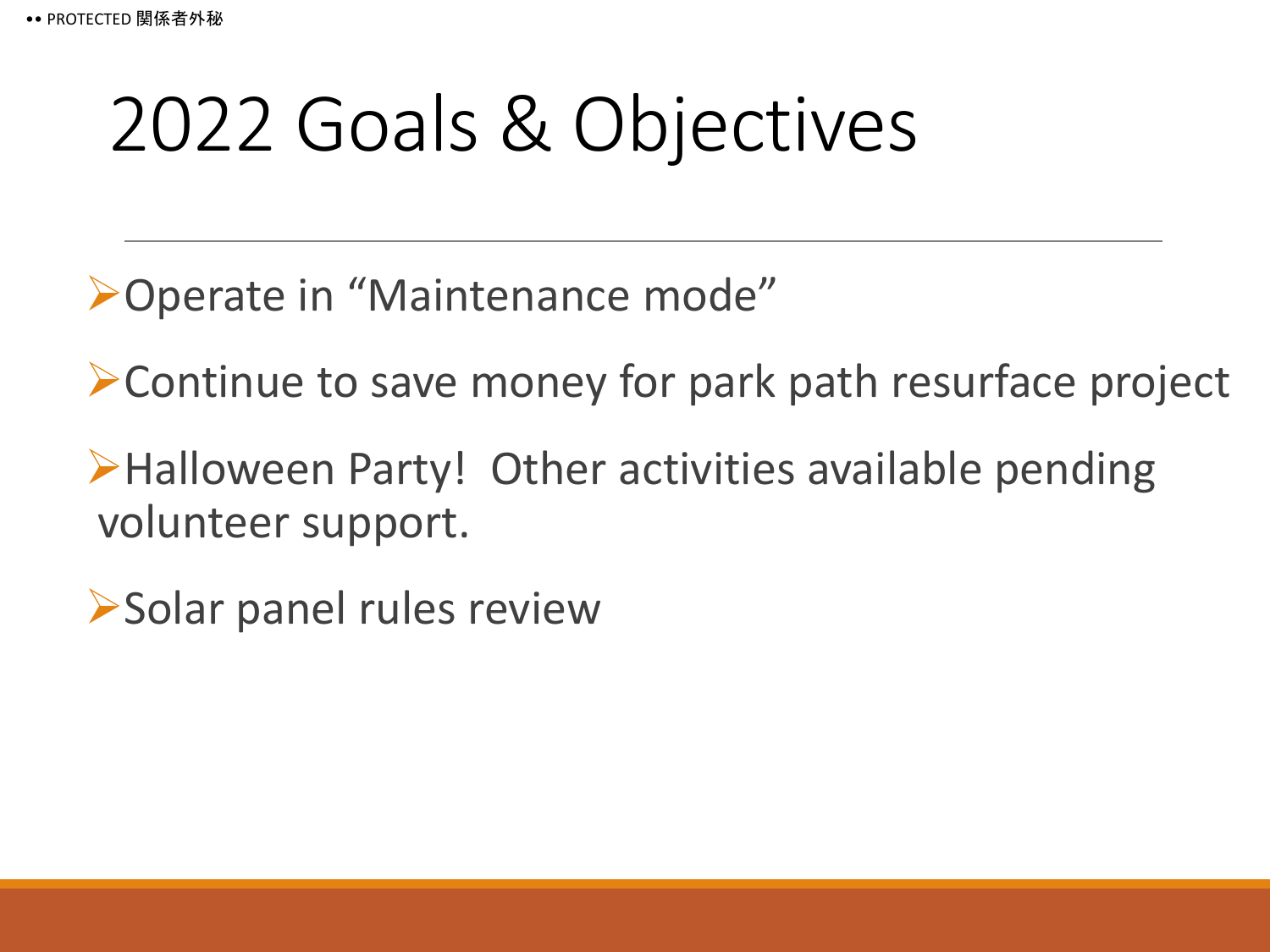# 2022 Goals & Objectives

- Operate in "Maintenance mode"
- Continue to save money for park path resurface project
- Halloween Party! Other activities available pending volunteer support.
- Solar panel rules review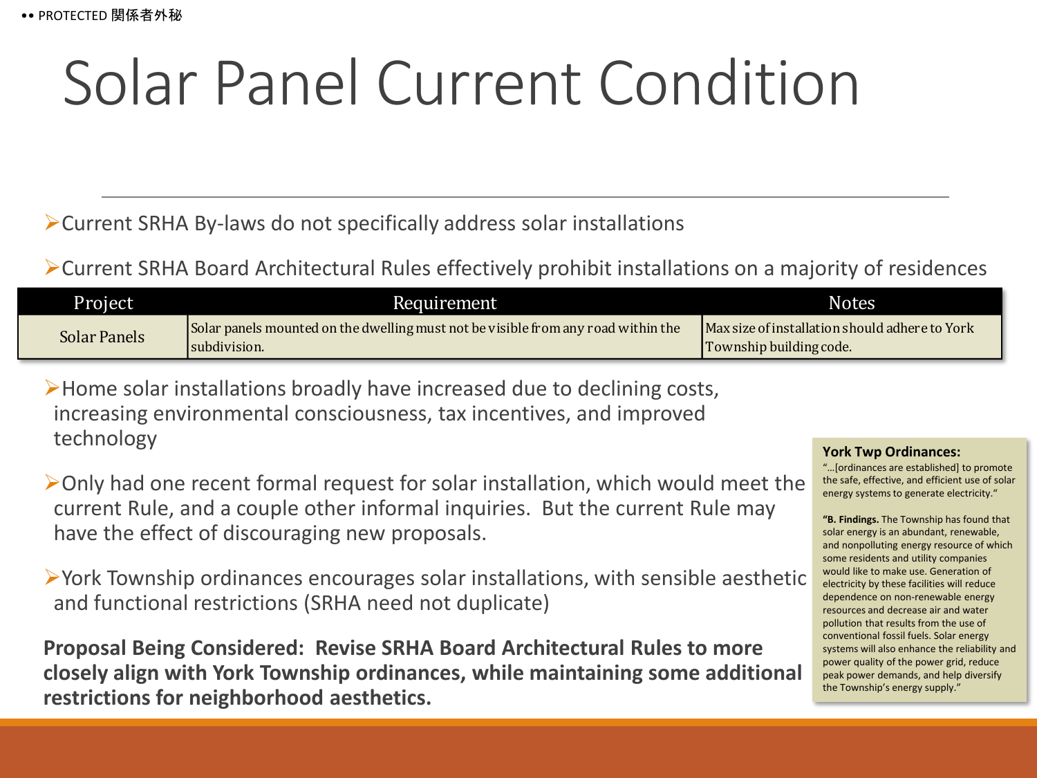# Solar Panel Current Condition

- Current SRHA By-laws do not specifically address solar installations
- Current SRHA Board Architectural Rules effectively prohibit installations on a majority of residences

| Project | Requirement | Notes |
| --- | --- | --- |
| Solar Panels | Solar panels mounted on the dwelling must not be visible from any road within the subdivision. | Max size of installation should adhere to York Township building code. |

- Home solar installations broadly have increased due to declining costs, increasing environmental consciousness, tax incentives, and improved technology
- Only had one recent formal request for solar installation, which would meet the current Rule, and a couple other informal inquiries. But the current Rule may have the effect of discouraging new proposals.
- York Township ordinances encourages solar installations, with sensible aesthetic and functional restrictions (SRHA need not duplicate)

**Proposal Being Considered: Revise SRHA Board Architectural Rules to more closely align with York Township ordinances, while maintaining some additional restrictions for neighborhood aesthetics.**

**York Twp Ordinances:**

"…[ordinances are established] to promote the safe, effective, and efficient use of solar energy systems to generate electricity."

"**B. Findings.** The Township has found that solar energy is an abundant, renewable, and nonpolluting energy resource of which some residents and utility companies would like to make use. Generation of electricity by these facilities will reduce dependence on non-renewable energy resources and decrease air and water pollution that results from the use of conventional fossil fuels. Solar energy systems will also enhance the reliability and power quality of the power grid, reduce peak power demands, and help diversify the Township's energy supply."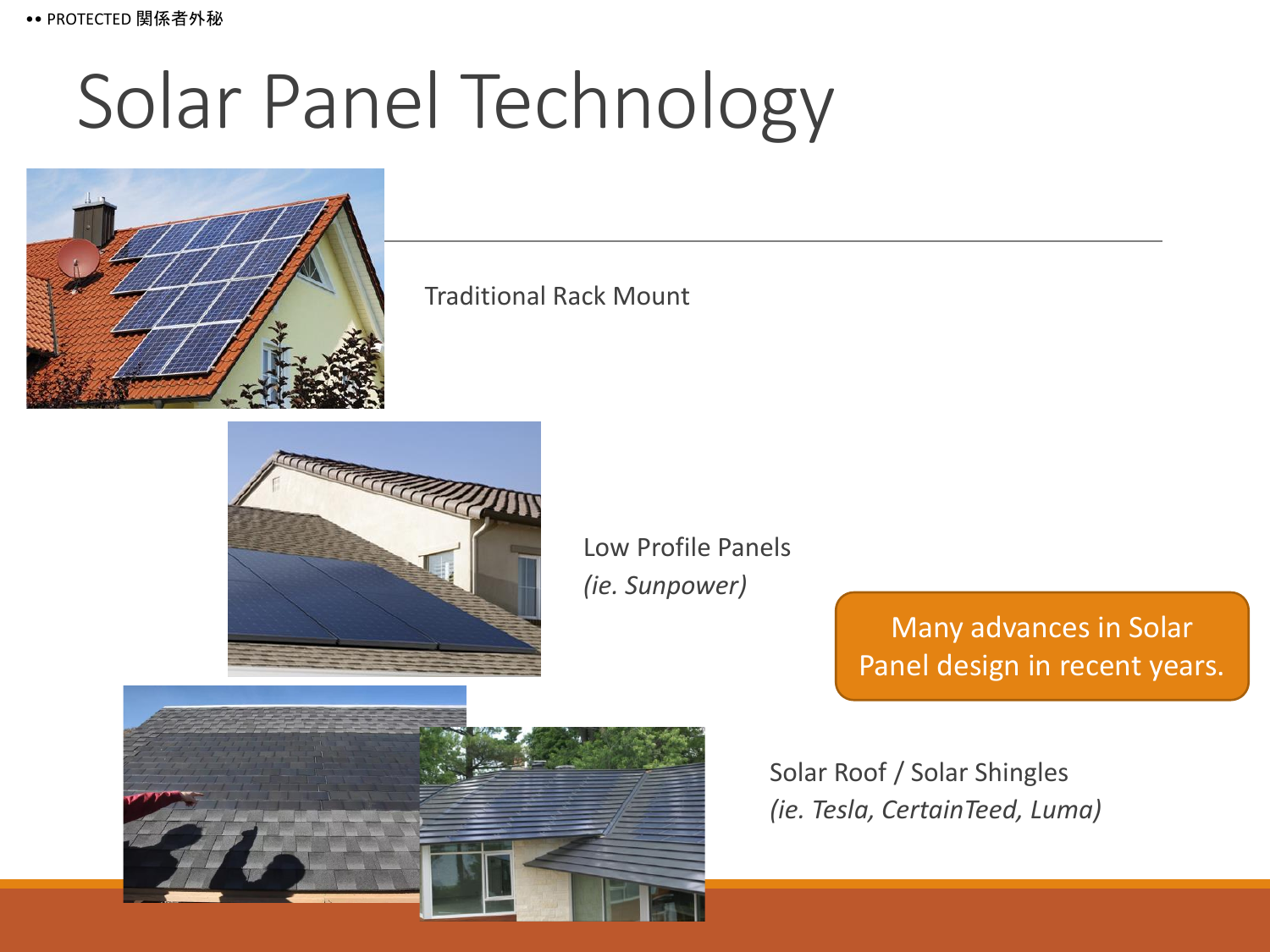# Solar Panel Technology

Traditional Rack Mount

Low Profile Panels
*(ie. Sunpower)*

Many advances in Solar Panel design in recent years.

Solar Roof / Solar Shingles
*(ie. Tesla, CertainTeed, Luma)*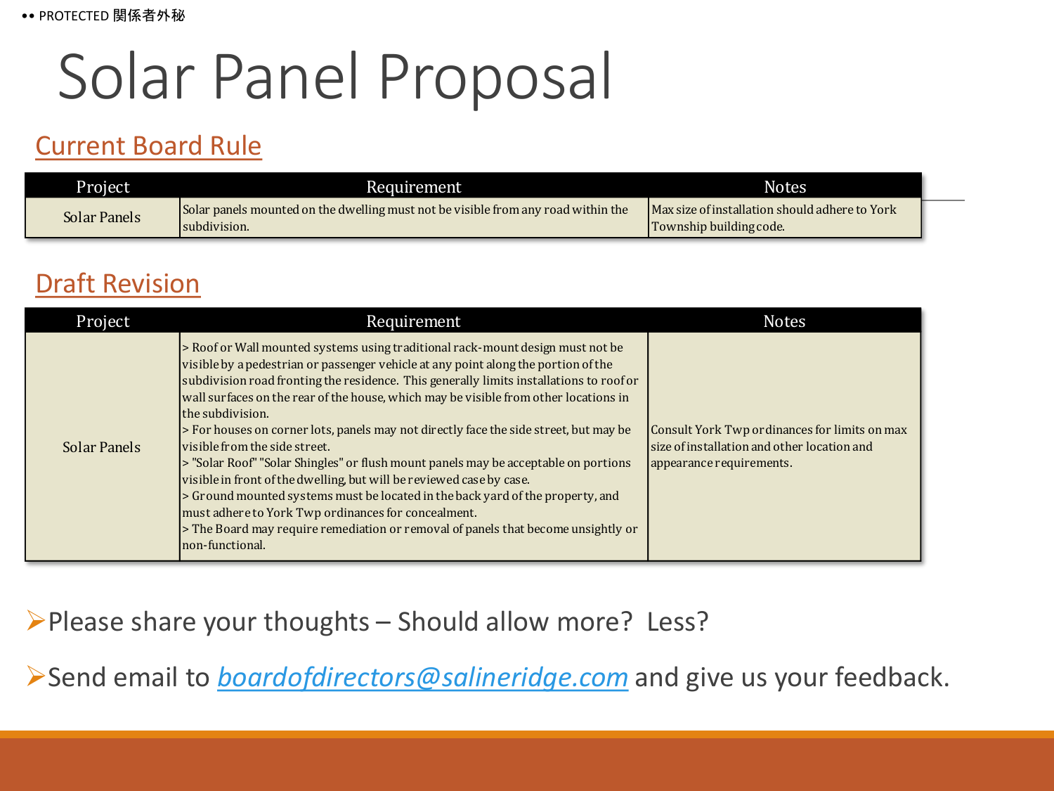•• PROTECTED 関係者外秘

# Solar Panel Proposal

## Current Board Rule

| Project | Requirement | Notes |
|---|---|---|
| Solar Panels | Solar panels mounted on the dwelling must not be visible from any road within the subdivision. | Max size of installation should adhere to York Township building code. |

## Draft Revision

| Project | Requirement | Notes |
|---|---|---|
| Solar Panels | > Roof or Wall mounted systems using traditional rack-mount design must not be visible by a pedestrian or passenger vehicle at any point along the portion of the subdivision road fronting the residence. This generally limits installations to roof or wall surfaces on the rear of the house, which may be visible from other locations in the subdivision.<br>> For houses on corner lots, panels may not directly face the side street, but may be visible from the side street.<br>> "Solar Roof" "Solar Shingles" or flush mount panels may be acceptable on portions visible in front of the dwelling, but will be reviewed case by case.<br>> Ground mounted systems must be located in the back yard of the property, and must adhere to York Twp ordinances for concealment.<br>> The Board may require remediation or removal of panels that become unsightly or non-functional. | Consult York Twp ordinances for limits on max size of installation and other location and appearance requirements. |

- Please share your thoughts – Should allow more? Less?
- Send email to *boardofdirectors@salineridge.com* and give us your feedback.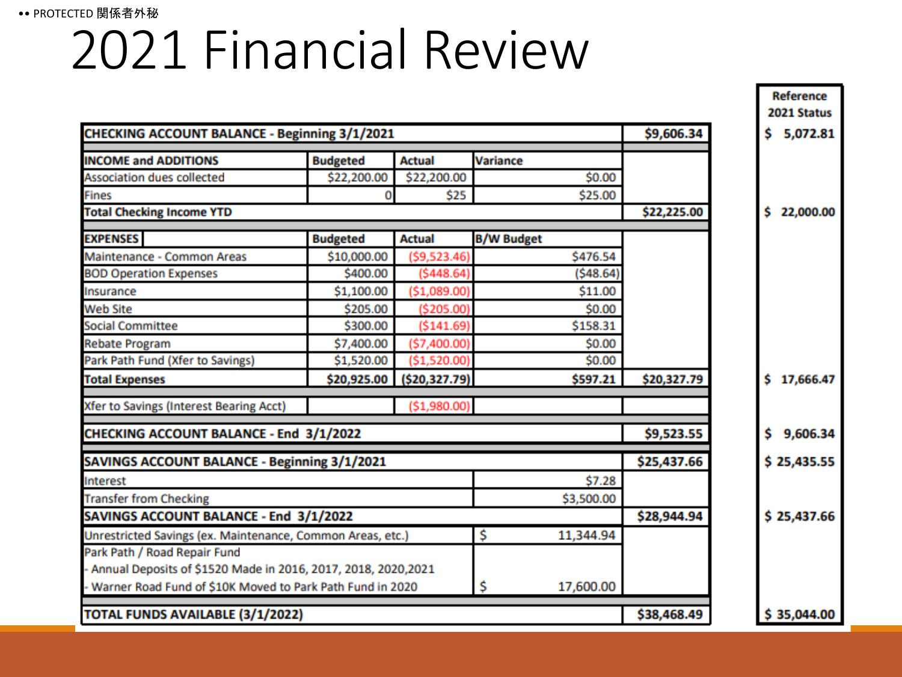•• PROTECTED 関係者外秘

# 2021 Financial Review

| | | | | | Reference 2021 Status |
|---|---|---|---|---|---|
| **CHECKING ACCOUNT BALANCE - Beginning 3/1/2021** | | | | **$9,606.34** | **$ 5,072.81** |
| **INCOME and ADDITIONS** | **Budgeted** | **Actual** | **Variance** | | |
| Association dues collected | $22,200.00 | $22,200.00 | $0.00 | | |
| Fines | 0 | $25 | $25.00 | | |
| **Total Checking Income YTD** | | | | **$22,225.00** | **$ 22,000.00** |
| **EXPENSES** | **Budgeted** | **Actual** | **B/W Budget** | | |
| Maintenance - Common Areas | $10,000.00 | ($9,523.46) | $476.54 | | |
| BOD Operation Expenses | $400.00 | ($448.64) | ($48.64) | | |
| Insurance | $1,100.00 | ($1,089.00) | $11.00 | | |
| Web Site | $205.00 | ($205.00) | $0.00 | | |
| Social Committee | $300.00 | ($141.69) | $158.31 | | |
| Rebate Program | $7,400.00 | ($7,400.00) | $0.00 | | |
| Park Path Fund (Xfer to Savings) | $1,520.00 | ($1,520.00) | $0.00 | | |
| **Total Expenses** | **$20,925.00** | **($20,327.79)** | **$597.21** | **$20,327.79** | **$ 17,666.47** |
| Xfer to Savings (Interest Bearing Acct) | | ($1,980.00) | | | |
| **CHECKING ACCOUNT BALANCE - End 3/1/2022** | | | | **$9,523.55** | **$ 9,606.34** |
| **SAVINGS ACCOUNT BALANCE - Beginning 3/1/2021** | | | | **$25,437.66** | **$ 25,435.55** |
| Interest | | | $7.28 | | |
| Transfer from Checking | | | $3,500.00 | | |
| **SAVINGS ACCOUNT BALANCE - End 3/1/2022** | | | | **$28,944.94** | **$ 25,437.66** |
| Unrestricted Savings (ex. Maintenance, Common Areas, etc.) | | | $ 11,344.94 | | |
| Park Path / Road Repair Fund<br>- Annual Deposits of $1520 Made in 2016, 2017, 2018, 2020,2021<br>- Warner Road Fund of $10K Moved to Park Path Fund in 2020 | | | $ 17,600.00 | | |
| **TOTAL FUNDS AVAILABLE (3/1/2022)** | | | | **$38,468.49** | **$ 35,044.00** |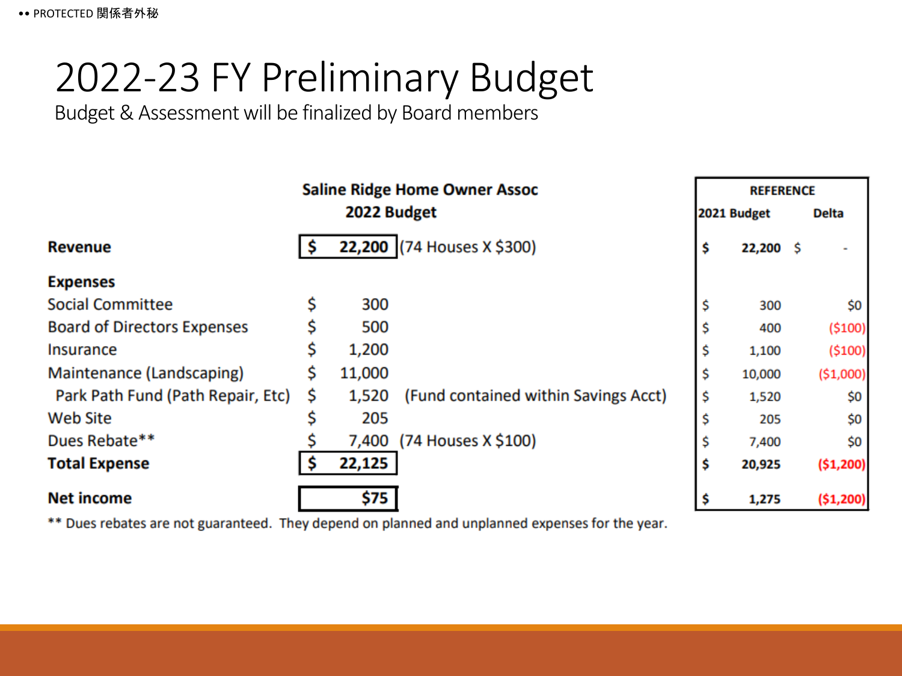# 2022-23 FY Preliminary Budget

Budget & Assessment will be finalized by Board members

| Saline Ridge Home Owner Assoc 2022 Budget | | | REFERENCE 2021 Budget | Delta |
|---|---|---|---|---|
| **Revenue** | **$ 22,200** | (74 Houses X $300) | **$ 22,200** | $ - |
| **Expenses** | | | | |
| Social Committee | $ 300 | | $ 300 | $0 |
| Board of Directors Expenses | $ 500 | | $ 400 | ($100) |
| Insurance | $ 1,200 | | $ 1,100 | ($100) |
| Maintenance (Landscaping) | $ 11,000 | | $ 10,000 | ($1,000) |
| Park Path Fund (Path Repair, Etc) | $ 1,520 | (Fund contained within Savings Acct) | $ 1,520 | $0 |
| Web Site | $ 205 | | $ 205 | $0 |
| Dues Rebate** | $ 7,400 | (74 Houses X $100) | $ 7,400 | $0 |
| **Total Expense** | **$ 22,125** | | **$ 20,925** | **($1,200)** |
| **Net income** | **$75** | | **$ 1,275** | **($1,200)** |

** Dues rebates are not guaranteed. They depend on planned and unplanned expenses for the year.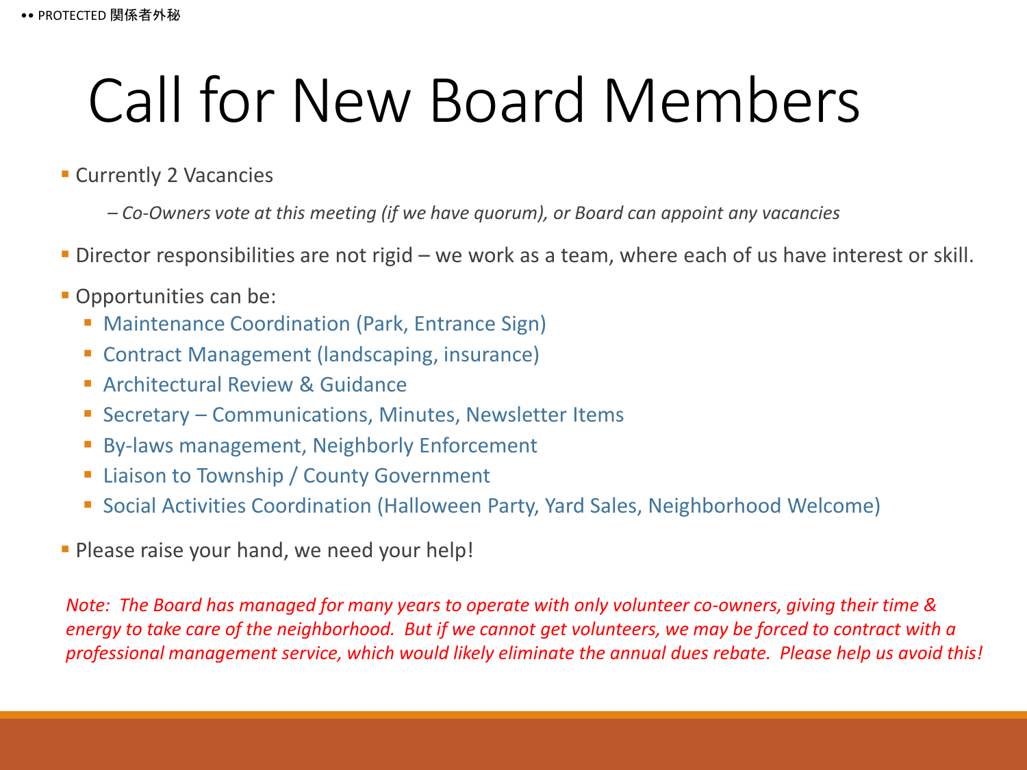# Call for New Board Members

- Currently 2 Vacancies
  - *– Co-Owners vote at this meeting (if we have quorum), or Board can appoint any vacancies*
- Director responsibilities are not rigid – we work as a team, where each of us have interest or skill.
- Opportunities can be:
  - Maintenance Coordination (Park, Entrance Sign)
  - Contract Management (landscaping, insurance)
  - Architectural Review & Guidance
  - Secretary – Communications, Minutes, Newsletter Items
  - By-laws management, Neighborly Enforcement
  - Liaison to Township / County Government
  - Social Activities Coordination (Halloween Party, Yard Sales, Neighborhood Welcome)
- Please raise your hand, we need your help!

*Note: The Board has managed for many years to operate with only volunteer co-owners, giving their time & energy to take care of the neighborhood. But if we cannot get volunteers, we may be forced to contract with a professional management service, which would likely eliminate the annual dues rebate. Please help us avoid this!*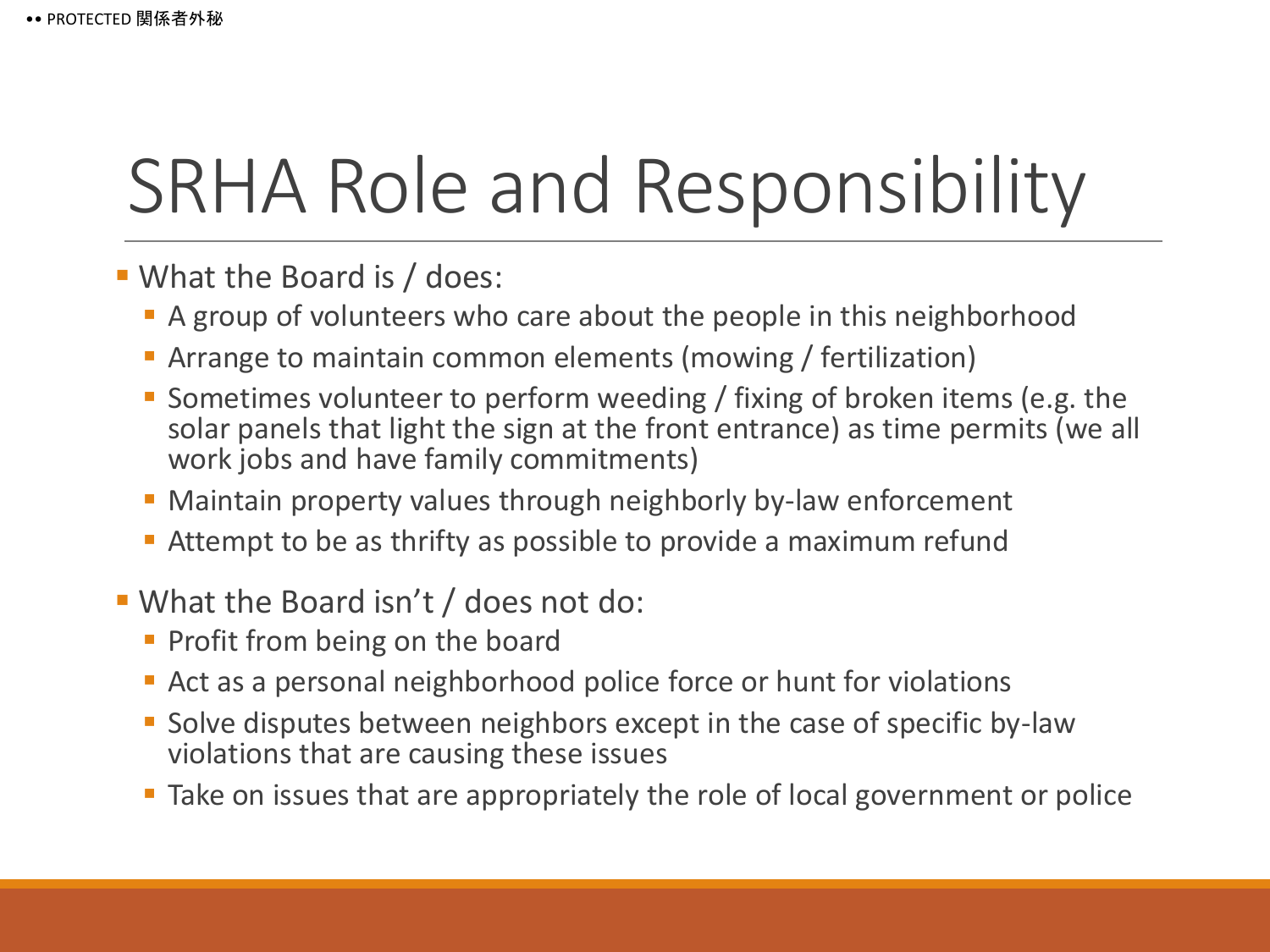# SRHA Role and Responsibility

- What the Board is / does:
  - A group of volunteers who care about the people in this neighborhood
  - Arrange to maintain common elements (mowing / fertilization)
  - Sometimes volunteer to perform weeding / fixing of broken items (e.g. the solar panels that light the sign at the front entrance) as time permits (we all work jobs and have family commitments)
  - Maintain property values through neighborly by-law enforcement
  - Attempt to be as thrifty as possible to provide a maximum refund
- What the Board isn't / does not do:
  - Profit from being on the board
  - Act as a personal neighborhood police force or hunt for violations
  - Solve disputes between neighbors except in the case of specific by-law violations that are causing these issues
  - Take on issues that are appropriately the role of local government or police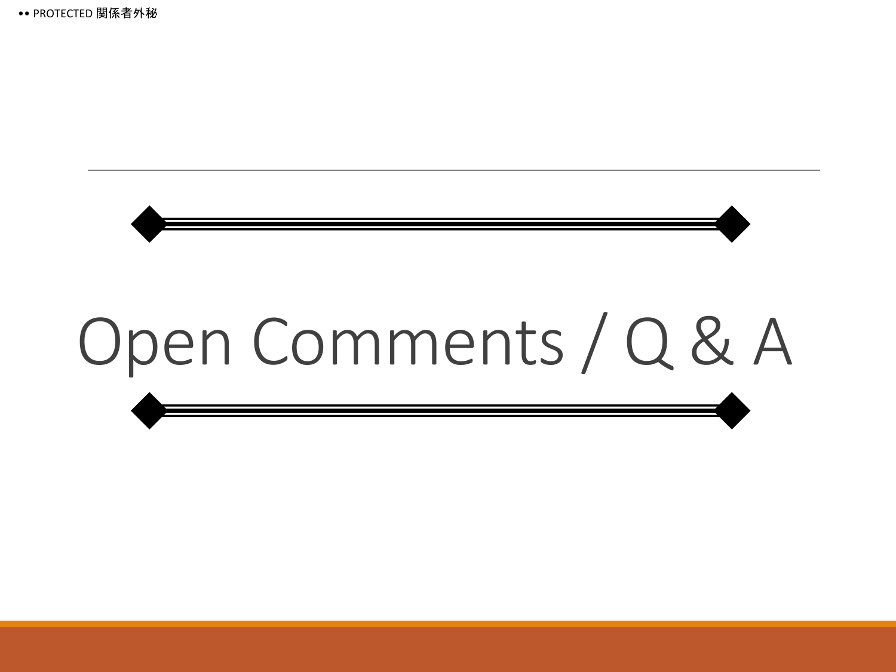# Open Comments / Q & A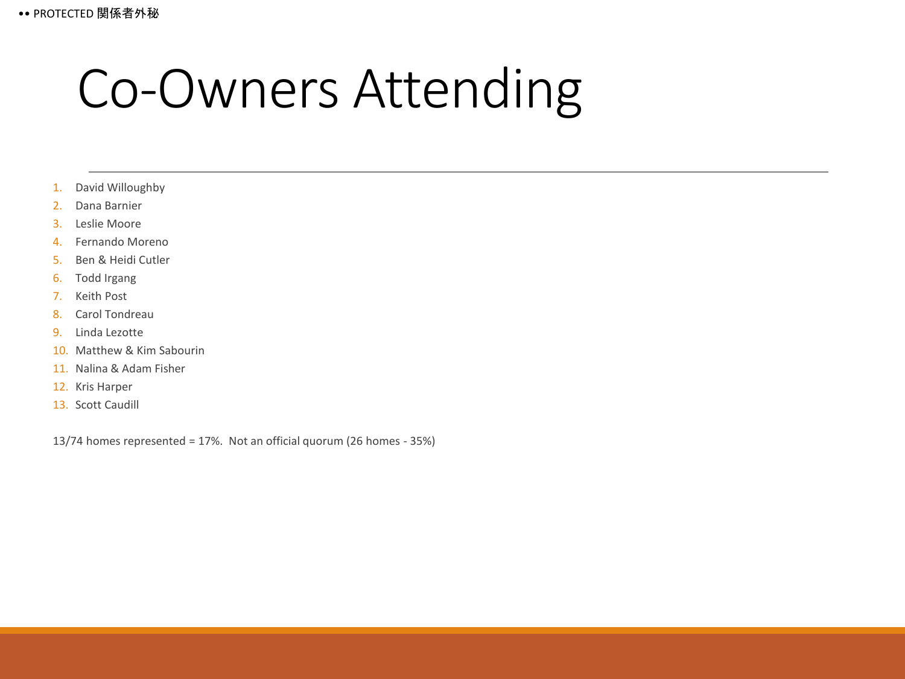# Co-Owners Attending

1. David Willoughby
2. Dana Barnier
3. Leslie Moore
4. Fernando Moreno
5. Ben & Heidi Cutler
6. Todd Irgang
7. Keith Post
8. Carol Tondreau
9. Linda Lezotte
10. Matthew & Kim Sabourin
11. Nalina & Adam Fisher
12. Kris Harper
13. Scott Caudill

13/74 homes represented = 17%.  Not an official quorum (26 homes - 35%)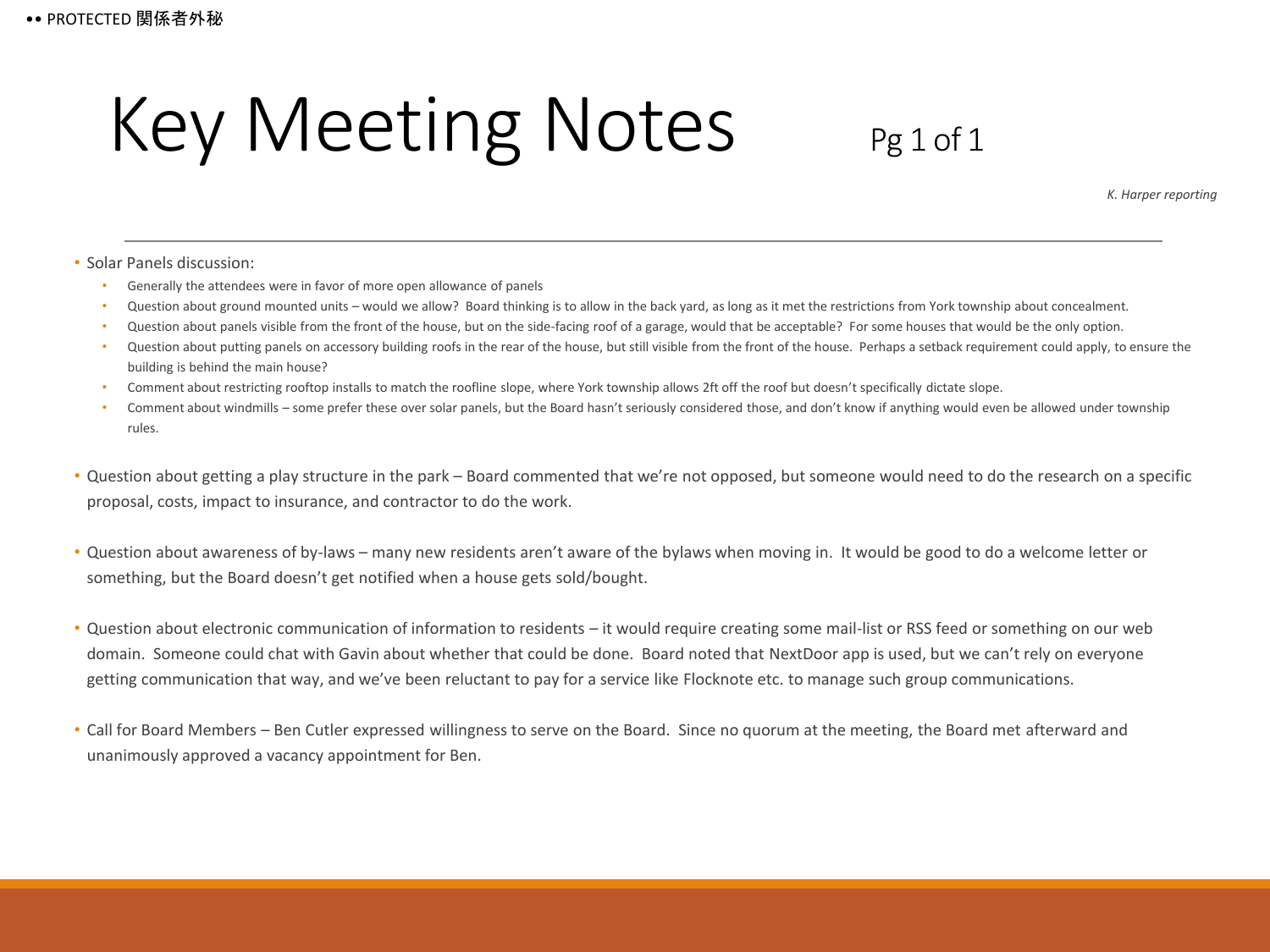# Key Meeting Notes

Pg 1 of 1

*K. Harper reporting*

- Solar Panels discussion:
  - Generally the attendees were in favor of more open allowance of panels
  - Question about ground mounted units – would we allow? Board thinking is to allow in the back yard, as long as it met the restrictions from York township about concealment.
  - Question about panels visible from the front of the house, but on the side-facing roof of a garage, would that be acceptable? For some houses that would be the only option.
  - Question about putting panels on accessory building roofs in the rear of the house, but still visible from the front of the house. Perhaps a setback requirement could apply, to ensure the building is behind the main house?
  - Comment about restricting rooftop installs to match the roofline slope, where York township allows 2ft off the roof but doesn't specifically dictate slope.
  - Comment about windmills – some prefer these over solar panels, but the Board hasn't seriously considered those, and don't know if anything would even be allowed under township rules.

- Question about getting a play structure in the park – Board commented that we're not opposed, but someone would need to do the research on a specific proposal, costs, impact to insurance, and contractor to do the work.

- Question about awareness of by-laws – many new residents aren't aware of the bylaws when moving in. It would be good to do a welcome letter or something, but the Board doesn't get notified when a house gets sold/bought.

- Question about electronic communication of information to residents – it would require creating some mail-list or RSS feed or something on our web domain. Someone could chat with Gavin about whether that could be done. Board noted that NextDoor app is used, but we can't rely on everyone getting communication that way, and we've been reluctant to pay for a service like Flocknote etc. to manage such group communications.

- Call for Board Members – Ben Cutler expressed willingness to serve on the Board. Since no quorum at the meeting, the Board met afterward and unanimously approved a vacancy appointment for Ben.